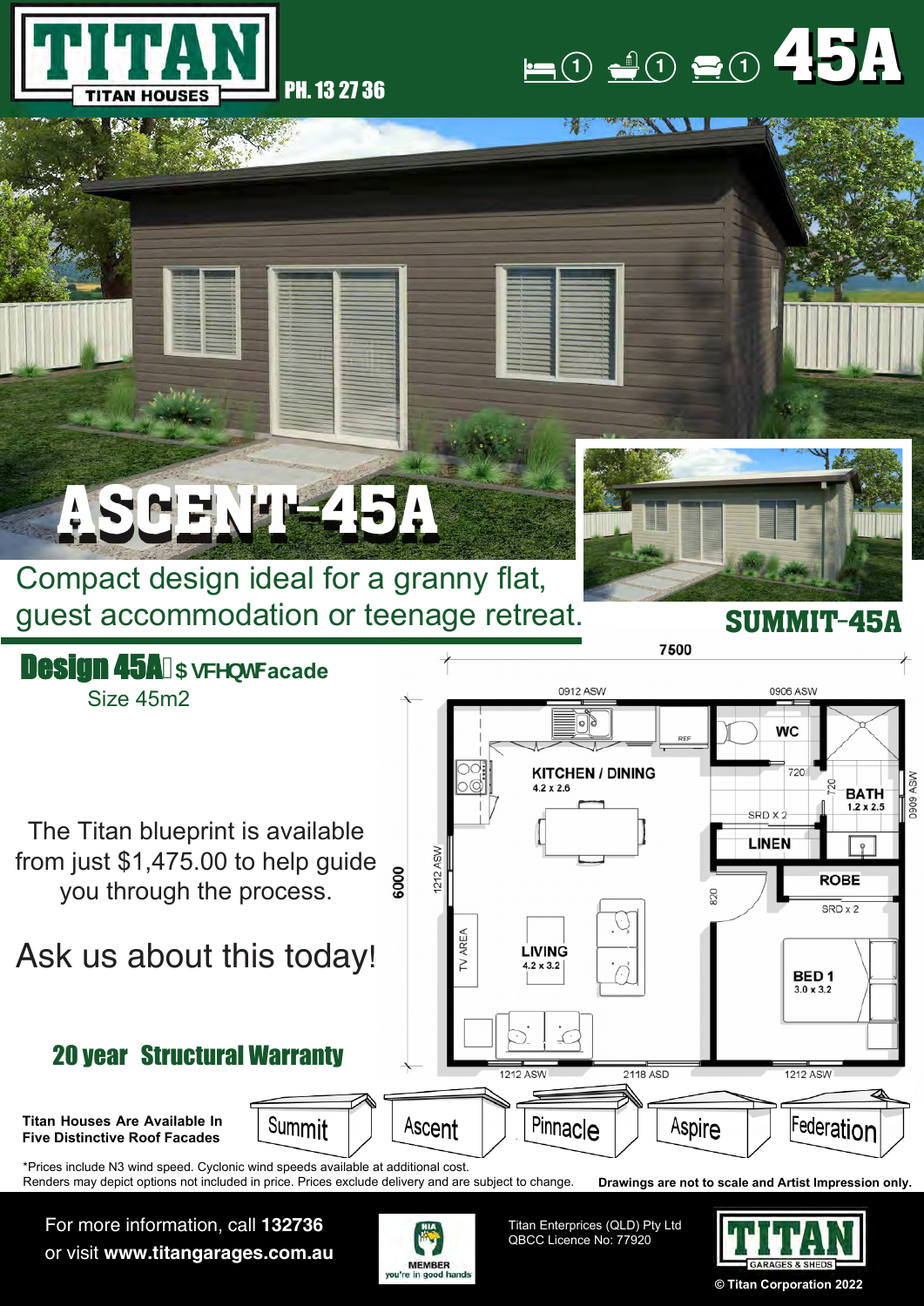# TITAN

TITAN HOUSES

PH. 13 27 36

1 bed · 1 bath · 1 living

# 45A

# ASCENT-45A

Compact design ideal for a granny flat, guest accommodation or teenage retreat.

SUMMIT-45A

## Design 45A $ VFHQWFacade

Size 45m2

The Titan blueprint is available from just $1,475.00 to help guide you through the process.

Ask us about this today!

**20 year Structural Warranty**

7500

6000

0912 ASW

0906 ASW

0909 ASW

1212 ASW

REF

WC

720

720

BATH
1.2 x 2.5

KITCHEN / DINING
4.2 x 2.6

SRD X 2

LINEN

820

ROBE

SRD x 2

TV AREA

LIVING
4.2 x 3.2

BED 1
3.0 x 3.2

1212 ASW

2118 ASD

1212 ASW

**Titan Houses Are Available In Five Distinctive Roof Facades**

Summit · Ascent · Pinnacle · Aspire · Federation

*Prices include N3 wind speed. Cyclonic wind speeds available at additional cost.
Renders may depict options not included in price. Prices exclude delivery and are subject to change.

**Drawings are not to scale and Artist Impression only.**

For more information, call **132736**
or visit **www.titangarages.com.au**

HIA MEMBER you're in good hands

Titan Enterprices (QLD) Pty Ltd
QBCC Licence No: 77920

TITAN GARAGES & SHEDS

© Titan Corporation 2022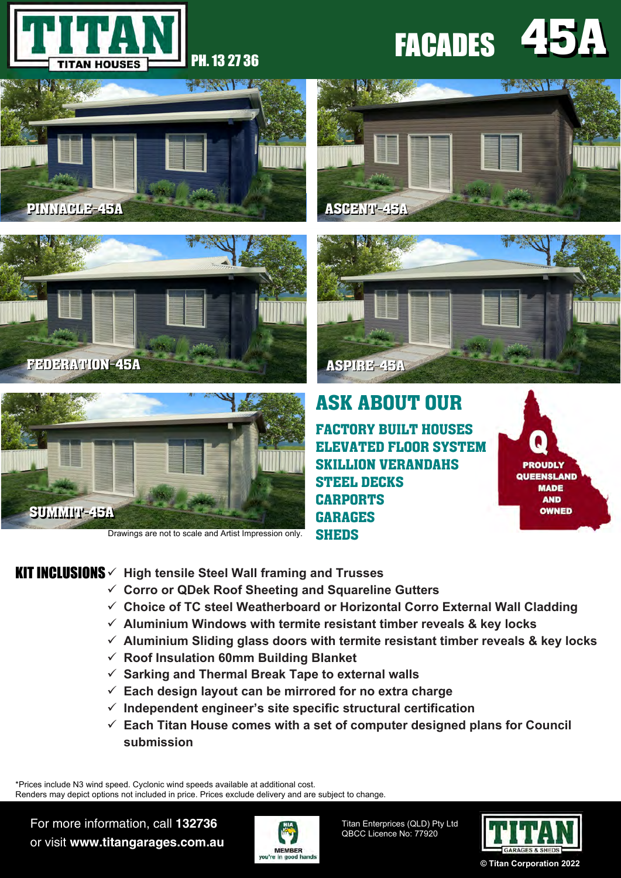# TITAN

TITAN HOUSES

PH. 13 27 36

# FACADES 45A

PINNACLE-45A

ASCENT-45A

FEDERATION-45A

ASPIRE-45A

SUMMIT-45A

Drawings are not to scale and Artist Impression only.

## ASK ABOUT OUR

FACTORY BUILT HOUSES
ELEVATED FLOOR SYSTEM
SKILLION VERANDAHS
STEEL DECKS
CARPORTS
GARAGES
SHEDS

Q PROUDLY QUEENSLAND MADE AND OWNED

**KIT INCLUSIONS**

- ✓ High tensile Steel Wall framing and Trusses
- ✓ Corro or QDek Roof Sheeting and Squareline Gutters
- ✓ Choice of TC steel Weatherboard or Horizontal Corro External Wall Cladding
- ✓ Aluminium Windows with termite resistant timber reveals & key locks
- ✓ Aluminium Sliding glass doors with termite resistant timber reveals & key locks
- ✓ Roof Insulation 60mm Building Blanket
- ✓ Sarking and Thermal Break Tape to external walls
- ✓ Each design layout can be mirrored for no extra charge
- ✓ Independent engineer's site specific structural certification
- ✓ Each Titan House comes with a set of computer designed plans for Council submission

*Prices include N3 wind speed. Cyclonic wind speeds available at additional cost.
Renders may depict options not included in price. Prices exclude delivery and are subject to change.

For more information, call **132736**
or visit **www.titangarages.com.au**

HIA MEMBER you're in good hands

Titan Enterprises (QLD) Pty Ltd
QBCC Licence No: 77920

TITAN GARAGES & SHEDS

© Titan Corporation 2022